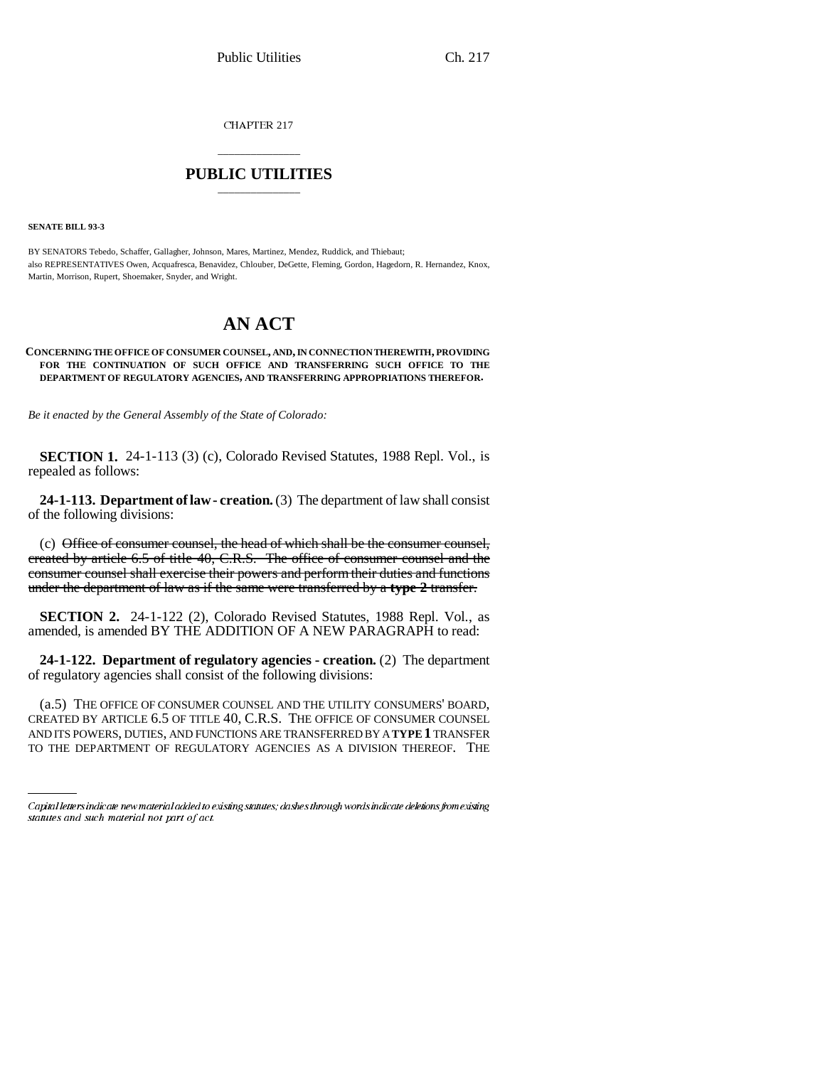CHAPTER 217

# PUBLIC UTILITIES

**SENATE BILL 93-3**

BY SENATORS Tebedo, Schaffer, Gallagher, Johnson, Mares, Martinez, Mendez, Ruddick, and Thiebaut;
also REPRESENTATIVES Owen, Acquafresca, Benavidez, Chlouber, DeGette, Fleming, Gordon, Hagedorn, R. Hernandez, Knox, Martin, Morrison, Rupert, Shoemaker, Snyder, and Wright.

# AN ACT

**CONCERNING THE OFFICE OF CONSUMER COUNSEL, AND, IN CONNECTION THEREWITH, PROVIDING FOR THE CONTINUATION OF SUCH OFFICE AND TRANSFERRING SUCH OFFICE TO THE DEPARTMENT OF REGULATORY AGENCIES, AND TRANSFERRING APPROPRIATIONS THEREFOR.**

*Be it enacted by the General Assembly of the State of Colorado:*

**SECTION 1.** 24-1-113 (3) (c), Colorado Revised Statutes, 1988 Repl. Vol., is repealed as follows:

**24-1-113. Department of law - creation.** (3) The department of law shall consist of the following divisions:

(c) ~~Office of consumer counsel, the head of which shall be the consumer counsel, created by article 6.5 of title 40, C.R.S. The office of consumer counsel and the consumer counsel shall exercise their powers and perform their duties and functions under the department of law as if the same were transferred by a **type 2** transfer.~~

**SECTION 2.** 24-1-122 (2), Colorado Revised Statutes, 1988 Repl. Vol., as amended, is amended BY THE ADDITION OF A NEW PARAGRAPH to read:

**24-1-122. Department of regulatory agencies - creation.** (2) The department of regulatory agencies shall consist of the following divisions:

(a.5) THE OFFICE OF CONSUMER COUNSEL AND THE UTILITY CONSUMERS' BOARD, CREATED BY ARTICLE 6.5 OF TITLE 40, C.R.S. THE OFFICE OF CONSUMER COUNSEL AND ITS POWERS, DUTIES, AND FUNCTIONS ARE TRANSFERRED BY A **TYPE 1** TRANSFER TO THE DEPARTMENT OF REGULATORY AGENCIES AS A DIVISION THEREOF. THE

Capital letters indicate new material added to existing statutes; dashes through words indicate deletions from existing statutes and such material not part of act.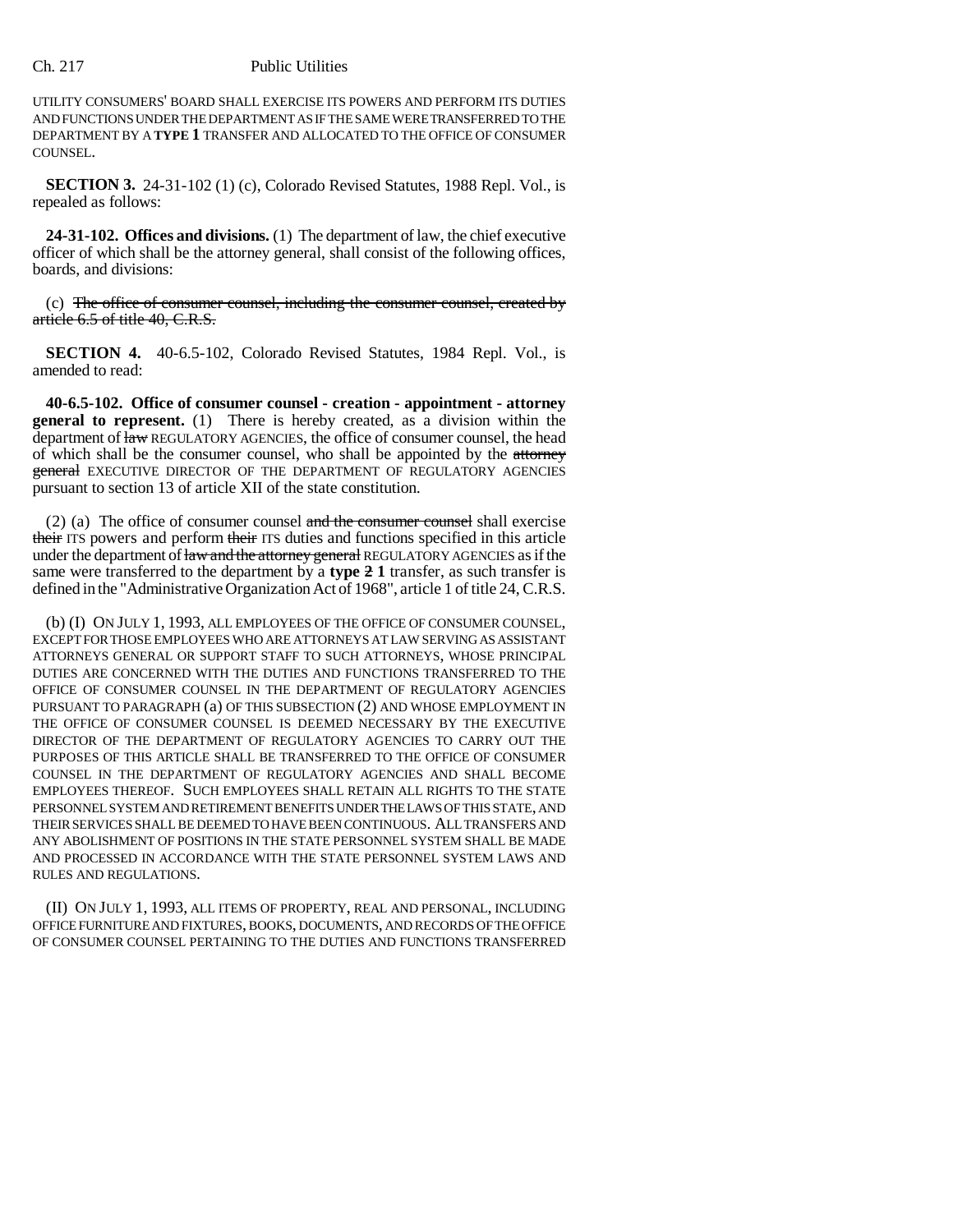UTILITY CONSUMERS' BOARD SHALL EXERCISE ITS POWERS AND PERFORM ITS DUTIES AND FUNCTIONS UNDER THE DEPARTMENT AS IF THE SAME WERE TRANSFERRED TO THE DEPARTMENT BY A **TYPE 1** TRANSFER AND ALLOCATED TO THE OFFICE OF CONSUMER COUNSEL.

**SECTION 3.** 24-31-102 (1) (c), Colorado Revised Statutes, 1988 Repl. Vol., is repealed as follows:

**24-31-102. Offices and divisions.** (1) The department of law, the chief executive officer of which shall be the attorney general, shall consist of the following offices, boards, and divisions:

(c) ~~The office of consumer counsel, including the consumer counsel, created by article 6.5 of title 40, C.R.S.~~

**SECTION 4.** 40-6.5-102, Colorado Revised Statutes, 1984 Repl. Vol., is amended to read:

**40-6.5-102. Office of consumer counsel - creation - appointment - attorney general to represent.** (1) There is hereby created, as a division within the department of ~~law~~ REGULATORY AGENCIES, the office of consumer counsel, the head of which shall be the consumer counsel, who shall be appointed by the ~~attorney general~~ EXECUTIVE DIRECTOR OF THE DEPARTMENT OF REGULATORY AGENCIES pursuant to section 13 of article XII of the state constitution.

(2) (a) The office of consumer counsel ~~and the consumer counsel~~ shall exercise ~~their~~ ITS powers and perform ~~their~~ ITS duties and functions specified in this article under the department of ~~law and the attorney general~~ REGULATORY AGENCIES as if the same were transferred to the department by a **type** ~~**2**~~ **1** transfer, as such transfer is defined in the "Administrative Organization Act of 1968", article 1 of title 24, C.R.S.

(b) (I) ON JULY 1, 1993, ALL EMPLOYEES OF THE OFFICE OF CONSUMER COUNSEL, EXCEPT FOR THOSE EMPLOYEES WHO ARE ATTORNEYS AT LAW SERVING AS ASSISTANT ATTORNEYS GENERAL OR SUPPORT STAFF TO SUCH ATTORNEYS, WHOSE PRINCIPAL DUTIES ARE CONCERNED WITH THE DUTIES AND FUNCTIONS TRANSFERRED TO THE OFFICE OF CONSUMER COUNSEL IN THE DEPARTMENT OF REGULATORY AGENCIES PURSUANT TO PARAGRAPH (a) OF THIS SUBSECTION (2) AND WHOSE EMPLOYMENT IN THE OFFICE OF CONSUMER COUNSEL IS DEEMED NECESSARY BY THE EXECUTIVE DIRECTOR OF THE DEPARTMENT OF REGULATORY AGENCIES TO CARRY OUT THE PURPOSES OF THIS ARTICLE SHALL BE TRANSFERRED TO THE OFFICE OF CONSUMER COUNSEL IN THE DEPARTMENT OF REGULATORY AGENCIES AND SHALL BECOME EMPLOYEES THEREOF. SUCH EMPLOYEES SHALL RETAIN ALL RIGHTS TO THE STATE PERSONNEL SYSTEM AND RETIREMENT BENEFITS UNDER THE LAWS OF THIS STATE, AND THEIR SERVICES SHALL BE DEEMED TO HAVE BEEN CONTINUOUS. ALL TRANSFERS AND ANY ABOLISHMENT OF POSITIONS IN THE STATE PERSONNEL SYSTEM SHALL BE MADE AND PROCESSED IN ACCORDANCE WITH THE STATE PERSONNEL SYSTEM LAWS AND RULES AND REGULATIONS.

(II) ON JULY 1, 1993, ALL ITEMS OF PROPERTY, REAL AND PERSONAL, INCLUDING OFFICE FURNITURE AND FIXTURES, BOOKS, DOCUMENTS, AND RECORDS OF THE OFFICE OF CONSUMER COUNSEL PERTAINING TO THE DUTIES AND FUNCTIONS TRANSFERRED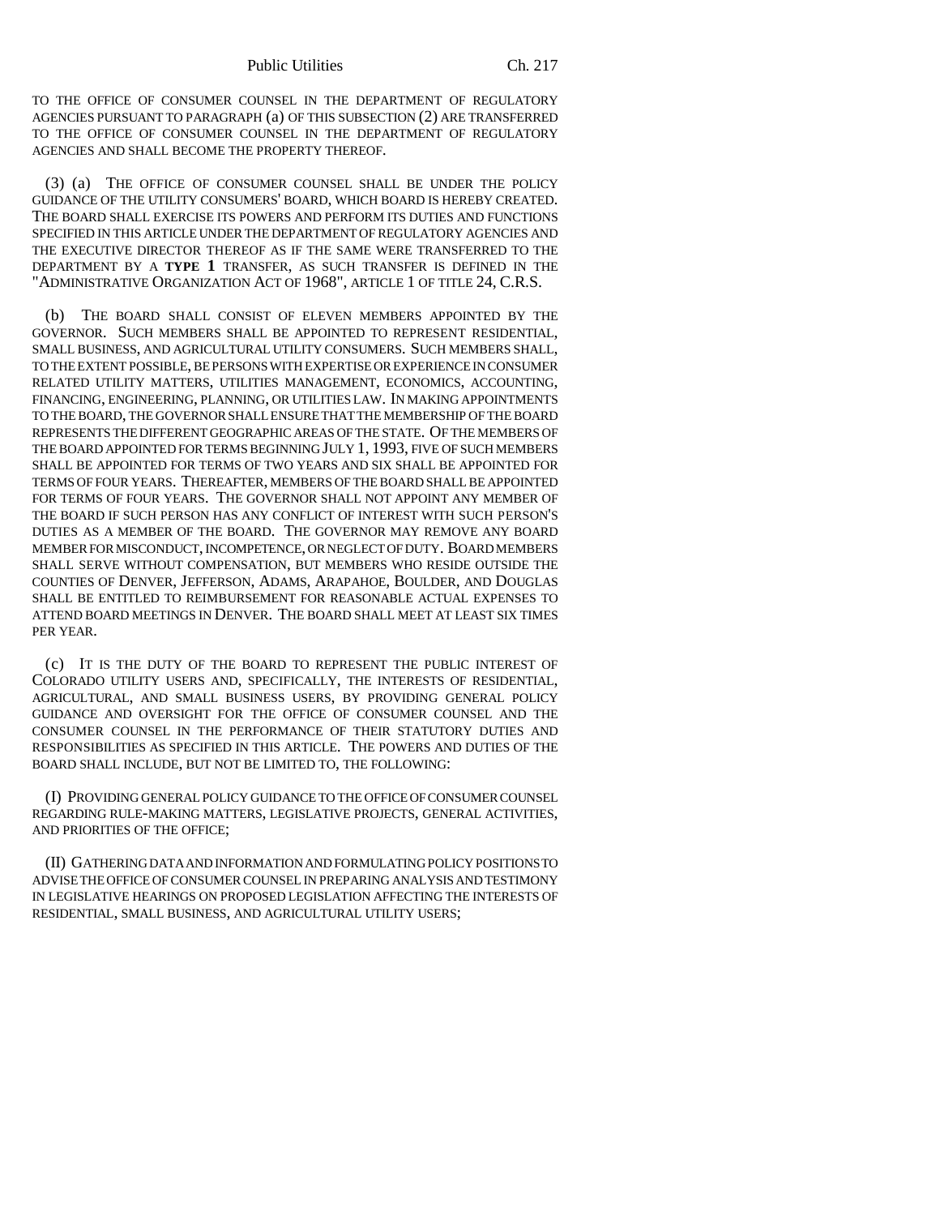TO THE OFFICE OF CONSUMER COUNSEL IN THE DEPARTMENT OF REGULATORY AGENCIES PURSUANT TO PARAGRAPH (a) OF THIS SUBSECTION (2) ARE TRANSFERRED TO THE OFFICE OF CONSUMER COUNSEL IN THE DEPARTMENT OF REGULATORY AGENCIES AND SHALL BECOME THE PROPERTY THEREOF.

(3) (a) THE OFFICE OF CONSUMER COUNSEL SHALL BE UNDER THE POLICY GUIDANCE OF THE UTILITY CONSUMERS' BOARD, WHICH BOARD IS HEREBY CREATED. THE BOARD SHALL EXERCISE ITS POWERS AND PERFORM ITS DUTIES AND FUNCTIONS SPECIFIED IN THIS ARTICLE UNDER THE DEPARTMENT OF REGULATORY AGENCIES AND THE EXECUTIVE DIRECTOR THEREOF AS IF THE SAME WERE TRANSFERRED TO THE DEPARTMENT BY A **TYPE 1** TRANSFER, AS SUCH TRANSFER IS DEFINED IN THE "ADMINISTRATIVE ORGANIZATION ACT OF 1968", ARTICLE 1 OF TITLE 24, C.R.S.

(b) THE BOARD SHALL CONSIST OF ELEVEN MEMBERS APPOINTED BY THE GOVERNOR. SUCH MEMBERS SHALL BE APPOINTED TO REPRESENT RESIDENTIAL, SMALL BUSINESS, AND AGRICULTURAL UTILITY CONSUMERS. SUCH MEMBERS SHALL, TO THE EXTENT POSSIBLE, BE PERSONS WITH EXPERTISE OR EXPERIENCE IN CONSUMER RELATED UTILITY MATTERS, UTILITIES MANAGEMENT, ECONOMICS, ACCOUNTING, FINANCING, ENGINEERING, PLANNING, OR UTILITIES LAW. IN MAKING APPOINTMENTS TO THE BOARD, THE GOVERNOR SHALL ENSURE THAT THE MEMBERSHIP OF THE BOARD REPRESENTS THE DIFFERENT GEOGRAPHIC AREAS OF THE STATE. OF THE MEMBERS OF THE BOARD APPOINTED FOR TERMS BEGINNING JULY 1, 1993, FIVE OF SUCH MEMBERS SHALL BE APPOINTED FOR TERMS OF TWO YEARS AND SIX SHALL BE APPOINTED FOR TERMS OF FOUR YEARS. THEREAFTER, MEMBERS OF THE BOARD SHALL BE APPOINTED FOR TERMS OF FOUR YEARS. THE GOVERNOR SHALL NOT APPOINT ANY MEMBER OF THE BOARD IF SUCH PERSON HAS ANY CONFLICT OF INTEREST WITH SUCH PERSON'S DUTIES AS A MEMBER OF THE BOARD. THE GOVERNOR MAY REMOVE ANY BOARD MEMBER FOR MISCONDUCT, INCOMPETENCE, OR NEGLECT OF DUTY. BOARD MEMBERS SHALL SERVE WITHOUT COMPENSATION, BUT MEMBERS WHO RESIDE OUTSIDE THE COUNTIES OF DENVER, JEFFERSON, ADAMS, ARAPAHOE, BOULDER, AND DOUGLAS SHALL BE ENTITLED TO REIMBURSEMENT FOR REASONABLE ACTUAL EXPENSES TO ATTEND BOARD MEETINGS IN DENVER. THE BOARD SHALL MEET AT LEAST SIX TIMES PER YEAR.

(c) IT IS THE DUTY OF THE BOARD TO REPRESENT THE PUBLIC INTEREST OF COLORADO UTILITY USERS AND, SPECIFICALLY, THE INTERESTS OF RESIDENTIAL, AGRICULTURAL, AND SMALL BUSINESS USERS, BY PROVIDING GENERAL POLICY GUIDANCE AND OVERSIGHT FOR THE OFFICE OF CONSUMER COUNSEL AND THE CONSUMER COUNSEL IN THE PERFORMANCE OF THEIR STATUTORY DUTIES AND RESPONSIBILITIES AS SPECIFIED IN THIS ARTICLE. THE POWERS AND DUTIES OF THE BOARD SHALL INCLUDE, BUT NOT BE LIMITED TO, THE FOLLOWING:

(I) PROVIDING GENERAL POLICY GUIDANCE TO THE OFFICE OF CONSUMER COUNSEL REGARDING RULE-MAKING MATTERS, LEGISLATIVE PROJECTS, GENERAL ACTIVITIES, AND PRIORITIES OF THE OFFICE;

(II) GATHERING DATA AND INFORMATION AND FORMULATING POLICY POSITIONS TO ADVISE THE OFFICE OF CONSUMER COUNSEL IN PREPARING ANALYSIS AND TESTIMONY IN LEGISLATIVE HEARINGS ON PROPOSED LEGISLATION AFFECTING THE INTERESTS OF RESIDENTIAL, SMALL BUSINESS, AND AGRICULTURAL UTILITY USERS;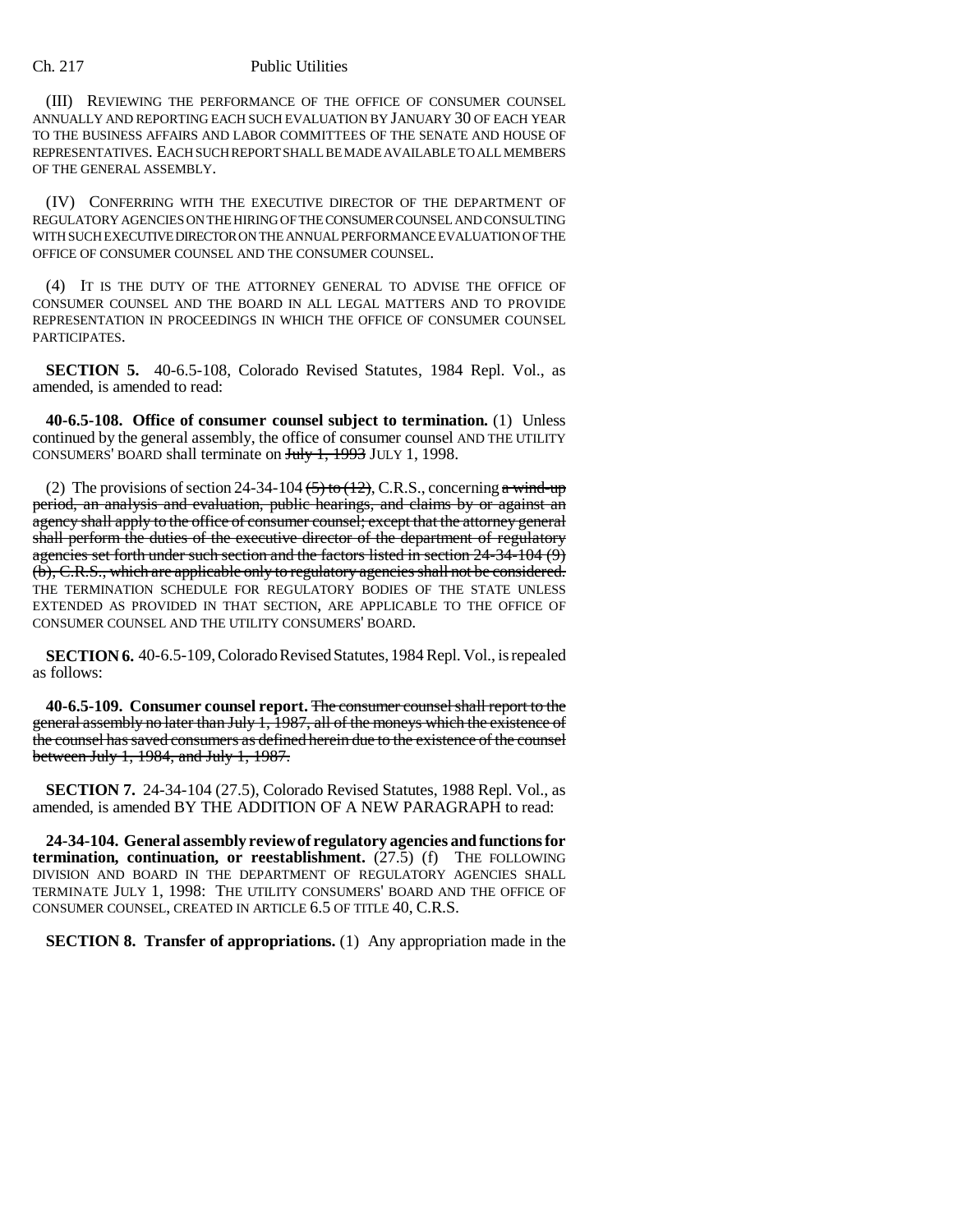(III) REVIEWING THE PERFORMANCE OF THE OFFICE OF CONSUMER COUNSEL ANNUALLY AND REPORTING EACH SUCH EVALUATION BY JANUARY 30 OF EACH YEAR TO THE BUSINESS AFFAIRS AND LABOR COMMITTEES OF THE SENATE AND HOUSE OF REPRESENTATIVES. EACH SUCH REPORT SHALL BE MADE AVAILABLE TO ALL MEMBERS OF THE GENERAL ASSEMBLY.

(IV) CONFERRING WITH THE EXECUTIVE DIRECTOR OF THE DEPARTMENT OF REGULATORY AGENCIES ON THE HIRING OF THE CONSUMER COUNSEL AND CONSULTING WITH SUCH EXECUTIVE DIRECTOR ON THE ANNUAL PERFORMANCE EVALUATION OF THE OFFICE OF CONSUMER COUNSEL AND THE CONSUMER COUNSEL.

(4) IT IS THE DUTY OF THE ATTORNEY GENERAL TO ADVISE THE OFFICE OF CONSUMER COUNSEL AND THE BOARD IN ALL LEGAL MATTERS AND TO PROVIDE REPRESENTATION IN PROCEEDINGS IN WHICH THE OFFICE OF CONSUMER COUNSEL PARTICIPATES.

**SECTION 5.** 40-6.5-108, Colorado Revised Statutes, 1984 Repl. Vol., as amended, is amended to read:

**40-6.5-108. Office of consumer counsel subject to termination.** (1) Unless continued by the general assembly, the office of consumer counsel AND THE UTILITY CONSUMERS' BOARD shall terminate on ~~July 1, 1993~~ JULY 1, 1998.

(2) The provisions of section 24-34-104 ~~(5) to (12)~~, C.R.S., concerning ~~a wind-up period, an analysis and evaluation, public hearings, and claims by or against an agency shall apply to the office of consumer counsel; except that the attorney general shall perform the duties of the executive director of the department of regulatory agencies set forth under such section and the factors listed in section 24-34-104 (9) (b), C.R.S., which are applicable only to regulatory agencies shall not be considered.~~ THE TERMINATION SCHEDULE FOR REGULATORY BODIES OF THE STATE UNLESS EXTENDED AS PROVIDED IN THAT SECTION, ARE APPLICABLE TO THE OFFICE OF CONSUMER COUNSEL AND THE UTILITY CONSUMERS' BOARD.

**SECTION 6.** 40-6.5-109, Colorado Revised Statutes, 1984 Repl. Vol., is repealed as follows:

**40-6.5-109. Consumer counsel report.** ~~The consumer counsel shall report to the general assembly no later than July 1, 1987, all of the moneys which the existence of the counsel has saved consumers as defined herein due to the existence of the counsel between July 1, 1984, and July 1, 1987.~~

**SECTION 7.** 24-34-104 (27.5), Colorado Revised Statutes, 1988 Repl. Vol., as amended, is amended BY THE ADDITION OF A NEW PARAGRAPH to read:

**24-34-104. General assembly review of regulatory agencies and functions for termination, continuation, or reestablishment.** (27.5) (f) THE FOLLOWING DIVISION AND BOARD IN THE DEPARTMENT OF REGULATORY AGENCIES SHALL TERMINATE JULY 1, 1998: THE UTILITY CONSUMERS' BOARD AND THE OFFICE OF CONSUMER COUNSEL, CREATED IN ARTICLE 6.5 OF TITLE 40, C.R.S.

**SECTION 8. Transfer of appropriations.** (1) Any appropriation made in the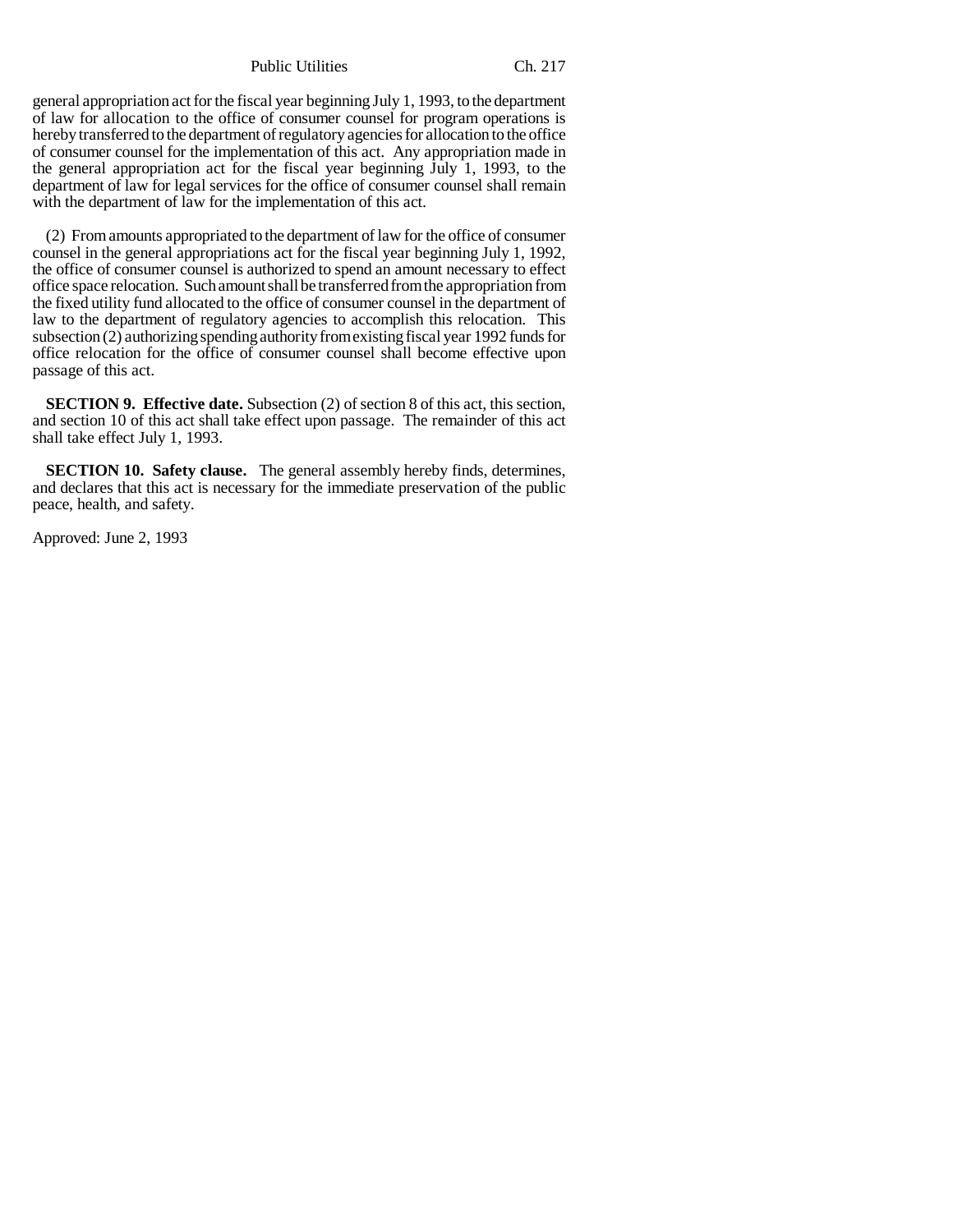general appropriation act for the fiscal year beginning July 1, 1993, to the department of law for allocation to the office of consumer counsel for program operations is hereby transferred to the department of regulatory agencies for allocation to the office of consumer counsel for the implementation of this act. Any appropriation made in the general appropriation act for the fiscal year beginning July 1, 1993, to the department of law for legal services for the office of consumer counsel shall remain with the department of law for the implementation of this act.

(2) From amounts appropriated to the department of law for the office of consumer counsel in the general appropriations act for the fiscal year beginning July 1, 1992, the office of consumer counsel is authorized to spend an amount necessary to effect office space relocation. Such amount shall be transferred from the appropriation from the fixed utility fund allocated to the office of consumer counsel in the department of law to the department of regulatory agencies to accomplish this relocation. This subsection (2) authorizing spending authority from existing fiscal year 1992 funds for office relocation for the office of consumer counsel shall become effective upon passage of this act.

**SECTION 9. Effective date.** Subsection (2) of section 8 of this act, this section, and section 10 of this act shall take effect upon passage. The remainder of this act shall take effect July 1, 1993.

**SECTION 10. Safety clause.** The general assembly hereby finds, determines, and declares that this act is necessary for the immediate preservation of the public peace, health, and safety.

Approved: June 2, 1993